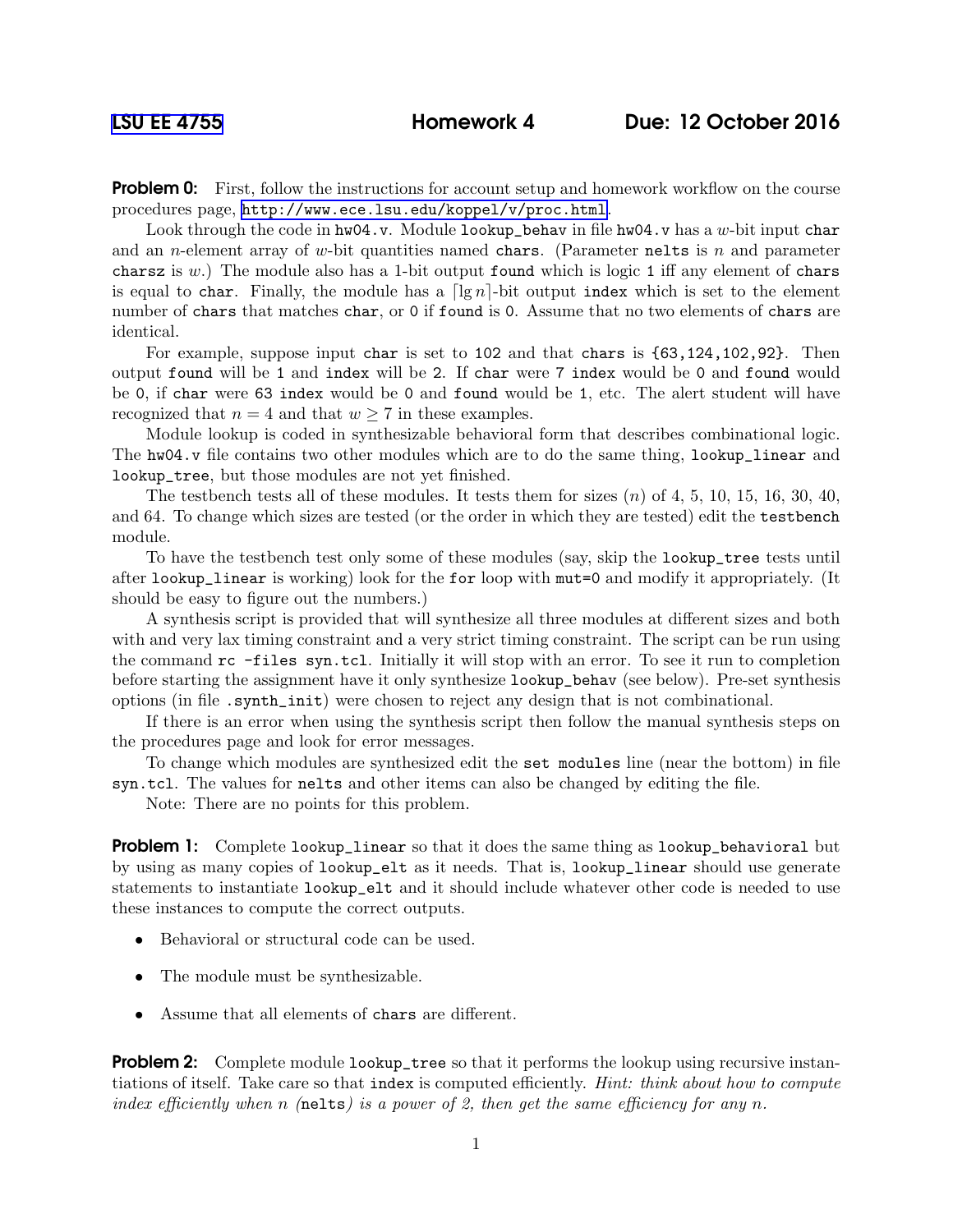# LSU EE 4755 — Homework 4 — Due: 12 October 2016

**Problem 0:** First, follow the instructions for account setup and homework workflow on the course procedures page, http://www.ece.lsu.edu/koppel/v/proc.html.

Look through the code in `hw04.v`. Module `lookup_behav` in file `hw04.v` has a $w$-bit input `char` and an $n$-element array of $w$-bit quantities named `chars`. (Parameter `nelts` is $n$ and parameter `charsz` is $w$.) The module also has a 1-bit output `found` which is logic `1` iff any element of `chars` is equal to `char`. Finally, the module has a $\lceil \lg n \rceil$-bit output `index` which is set to the element number of `chars` that matches `char`, or `0` if `found` is `0`. Assume that no two elements of `chars` are identical.

For example, suppose input `char` is set to `102` and that `chars` is `{63,124,102,92}`. Then output `found` will be `1` and `index` will be `2`. If `char` were `7` `index` would be `0` and `found` would be `0`, if `char` were `63` `index` would be `0` and `found` would be `1`, etc. The alert student will have recognized that $n = 4$ and that $w \geq 7$ in these examples.

Module lookup is coded in synthesizable behavioral form that describes combinational logic. The `hw04.v` file contains two other modules which are to do the same thing, `lookup_linear` and `lookup_tree`, but those modules are not yet finished.

The testbench tests all of these modules. It tests them for sizes ($n$) of 4, 5, 10, 15, 16, 30, 40, and 64. To change which sizes are tested (or the order in which they are tested) edit the `testbench` module.

To have the testbench test only some of these modules (say, skip the `lookup_tree` tests until after `lookup_linear` is working) look for the `for` loop with `mut=0` and modify it appropriately. (It should be easy to figure out the numbers.)

A synthesis script is provided that will synthesize all three modules at different sizes and both with and very lax timing constraint and a very strict timing constraint. The script can be run using the command `rc -files syn.tcl`. Initially it will stop with an error. To see it run to completion before starting the assignment have it only synthesize `lookup_behav` (see below). Pre-set synthesis options (in file `.synth_init`) were chosen to reject any design that is not combinational.

If there is an error when using the synthesis script then follow the manual synthesis steps on the procedures page and look for error messages.

To change which modules are synthesized edit the `set modules` line (near the bottom) in file `syn.tcl`. The values for `nelts` and other items can also be changed by editing the file.

Note: There are no points for this problem.

**Problem 1:** Complete `lookup_linear` so that it does the same thing as `lookup_behavioral` but by using as many copies of `lookup_elt` as it needs. That is, `lookup_linear` should use generate statements to instantiate `lookup_elt` and it should include whatever other code is needed to use these instances to compute the correct outputs.

- Behavioral or structural code can be used.
- The module must be synthesizable.
- Assume that all elements of `chars` are different.

**Problem 2:** Complete module `lookup_tree` so that it performs the lookup using recursive instantiations of itself. Take care so that `index` is computed efficiently. *Hint: think about how to compute index efficiently when n (*`nelts`*) is a power of 2, then get the same efficiency for any n.*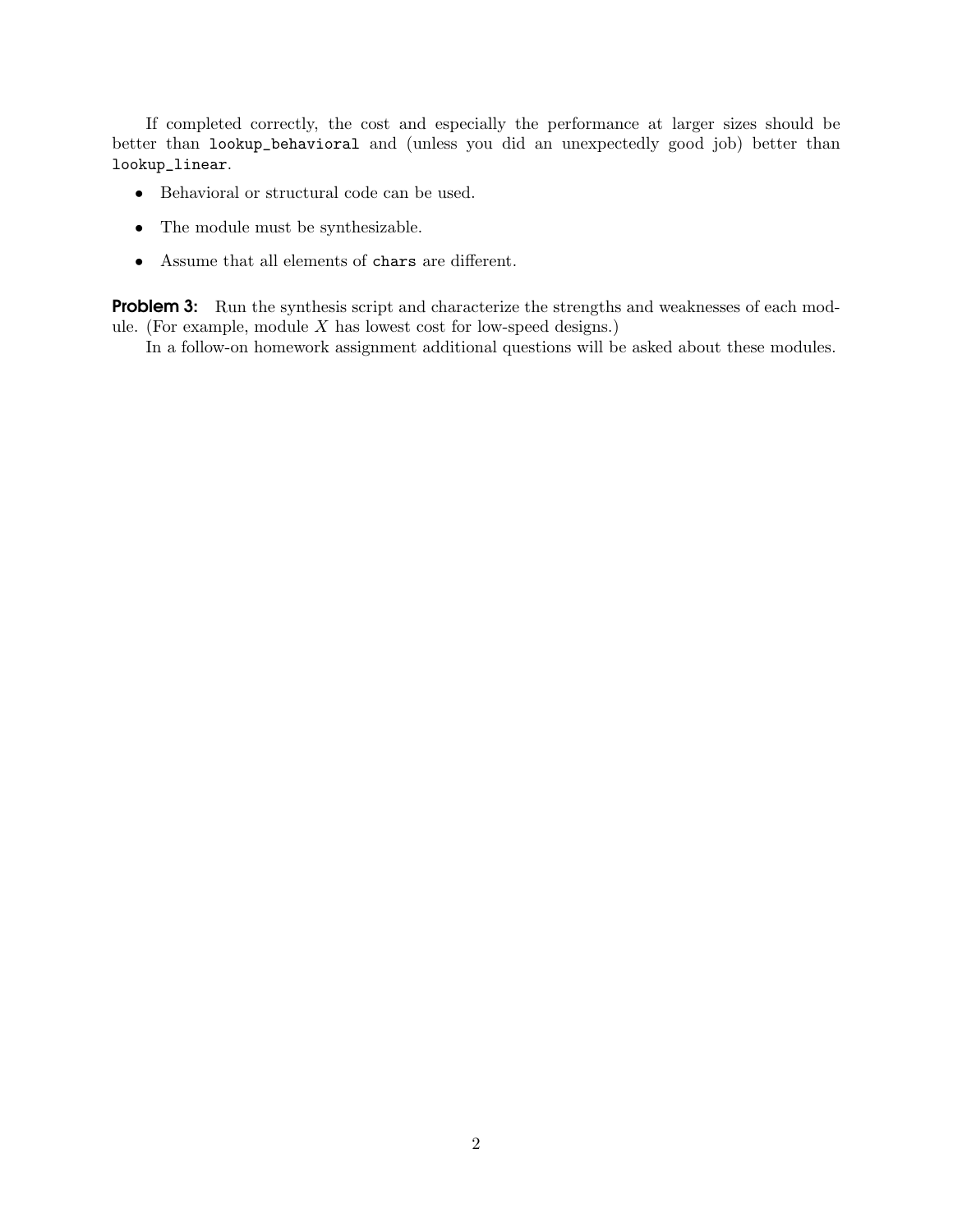If completed correctly, the cost and especially the performance at larger sizes should be better than `lookup_behavioral` and (unless you did an unexpectedly good job) better than `lookup_linear`.

- Behavioral or structural code can be used.
- The module must be synthesizable.
- Assume that all elements of `chars` are different.

**Problem 3:** Run the synthesis script and characterize the strengths and weaknesses of each module. (For example, module $X$ has lowest cost for low-speed designs.)

In a follow-on homework assignment additional questions will be asked about these modules.